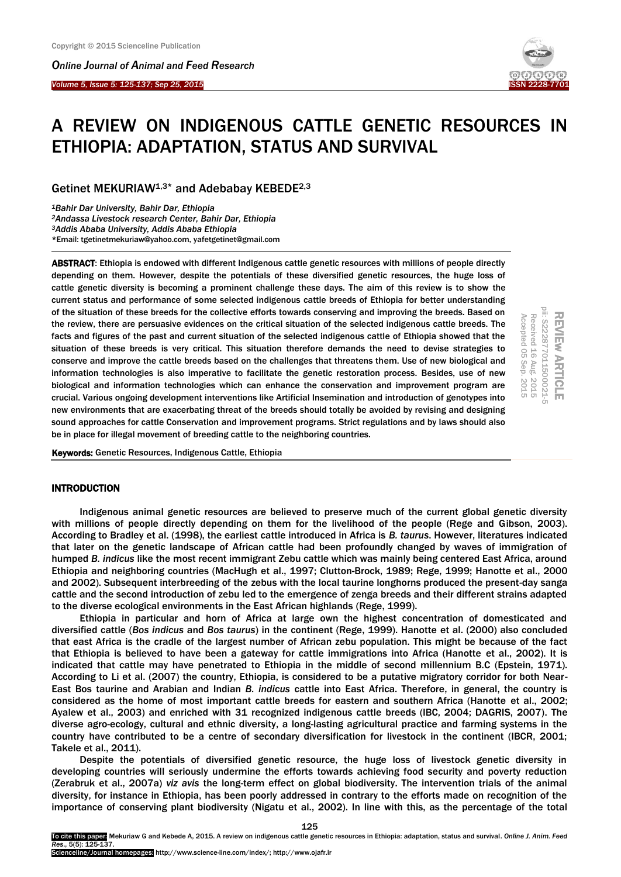# A REVIEW ON INDIGENOUS CATTLE GENETIC RESOURCES IN ETHIOPIA: ADAPTATION, STATUS AND SURVIVAL

Getinet MEKURIAW[1,3]* and Adebabay KEBEDE[2,3]

*[1]Bahir Dar University, Bahir Dar, Ethiopia*
*[2]Andassa Livestock research Center, Bahir Dar, Ethiopia*
*[3]Addis Ababa University, Addis Ababa Ethiopia*
*Email: tgetinetmekuriaw@yahoo.com, yafetgetinet@gmail.com

REVIEW ARTICLE
pii: S222877011500021-5
Received 16 Aug. 2015
Accepted 05 Sep. 2015

**ABSTRACT**: Ethiopia is endowed with different Indigenous cattle genetic resources with millions of people directly depending on them. However, despite the potentials of these diversified genetic resources, the huge loss of cattle genetic diversity is becoming a prominent challenge these days. The aim of this review is to show the current status and performance of some selected indigenous cattle breeds of Ethiopia for better understanding of the situation of these breeds for the collective efforts towards conserving and improving the breeds. Based on the review, there are persuasive evidences on the critical situation of the selected indigenous cattle breeds. The facts and figures of the past and current situation of the selected indigenous cattle of Ethiopia showed that the situation of these breeds is very critical. This situation therefore demands the need to devise strategies to conserve and improve the cattle breeds based on the challenges that threatens them. Use of new biological and information technologies is also imperative to facilitate the genetic restoration process. Besides, use of new biological and information technologies which can enhance the conservation and improvement program are crucial. Various ongoing development interventions like Artificial Insemination and introduction of genotypes into new environments that are exacerbating threat of the breeds should totally be avoided by revising and designing sound approaches for cattle Conservation and improvement programs. Strict regulations and by laws should also be in place for illegal movement of breeding cattle to the neighboring countries.

**Keywords:** Genetic Resources, Indigenous Cattle, Ethiopia

## INTRODUCTION

Indigenous animal genetic resources are believed to preserve much of the current global genetic diversity with millions of people directly depending on them for the livelihood of the people (Rege and Gibson, 2003). According to Bradley et al. (1998), the earliest cattle introduced in Africa is *B. taurus*. However, literatures indicated that later on the genetic landscape of African cattle had been profoundly changed by waves of immigration of humped *B. indicus* like the most recent immigrant Zebu cattle which was mainly being centered East Africa, around Ethiopia and neighboring countries (MacHugh et al., 1997; Clutton-Brock, 1989; Rege, 1999; Hanotte et al., 2000 and 2002). Subsequent interbreeding of the zebus with the local taurine longhorns produced the present-day sanga cattle and the second introduction of zebu led to the emergence of zenga breeds and their different strains adapted to the diverse ecological environments in the East African highlands (Rege, 1999).

Ethiopia in particular and horn of Africa at large own the highest concentration of domesticated and diversified cattle (*Bos indicus* and *Bos taurus*) in the continent (Rege, 1999). Hanotte et al. (2000) also concluded that east Africa is the cradle of the largest number of African zebu population. This might be because of the fact that Ethiopia is believed to have been a gateway for cattle immigrations into Africa (Hanotte et al., 2002). It is indicated that cattle may have penetrated to Ethiopia in the middle of second millennium B.C (Epstein, 1971). According to Li et al. (2007) the country, Ethiopia, is considered to be a putative migratory corridor for both Near-East Bos taurine and Arabian and Indian *B. indicus* cattle into East Africa. Therefore, in general, the country is considered as the home of most important cattle breeds for eastern and southern Africa (Hanotte et al., 2002; Ayalew et al., 2003) and enriched with 31 recognized indigenous cattle breeds (IBC, 2004; DAGRIS, 2007). The diverse agro-ecology, cultural and ethnic diversity, a long-lasting agricultural practice and farming systems in the country have contributed to be a centre of secondary diversification for livestock in the continent (IBCR, 2001; Takele et al., 2011).

Despite the potentials of diversified genetic resource, the huge loss of livestock genetic diversity in developing countries will seriously undermine the efforts towards achieving food security and poverty reduction (Zerabruk et al., 2007a) *viz avis* the long-term effect on global biodiversity. The intervention trials of the animal diversity, for instance in Ethiopia, has been poorly addressed in contrary to the efforts made on recognition of the importance of conserving plant biodiversity (Nigatu et al., 2002). In line with this, as the percentage of the total

To cite this paper: Mekuriaw G and Kebede A, 2015. A review on indigenous cattle genetic resources in Ethiopia: adaptation, status and survival. *Online J. Anim. Feed Res.*, 5(5): 125-137.
Scienceline/Journal homepages: http://www.science-line.com/index/; http://www.ojafr.ir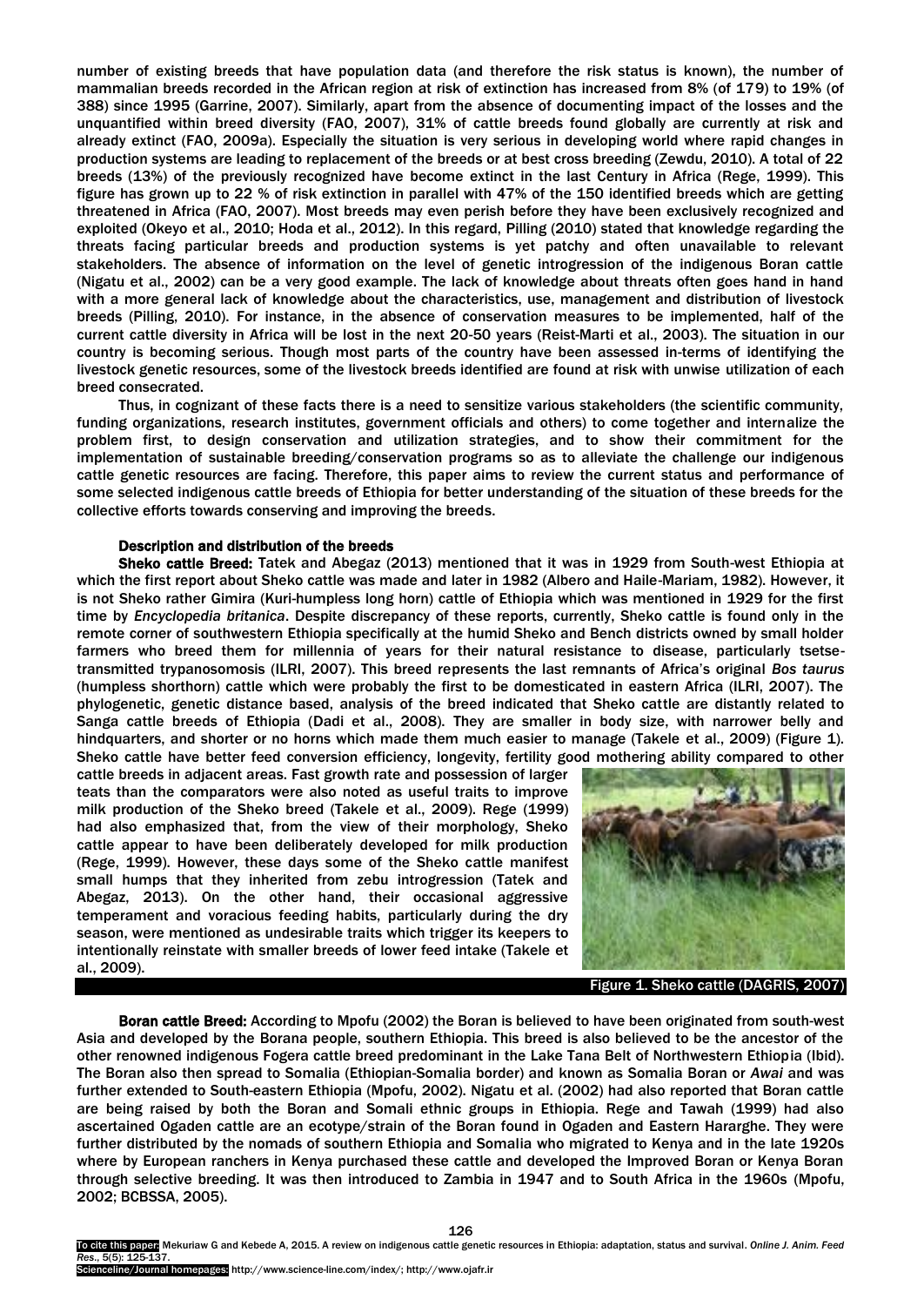number of existing breeds that have population data (and therefore the risk status is known), the number of mammalian breeds recorded in the African region at risk of extinction has increased from 8% (of 179) to 19% (of 388) since 1995 (Garrine, 2007). Similarly, apart from the absence of documenting impact of the losses and the unquantified within breed diversity (FAO, 2007), 31% of cattle breeds found globally are currently at risk and already extinct (FAO, 2009a). Especially the situation is very serious in developing world where rapid changes in production systems are leading to replacement of the breeds or at best cross breeding (Zewdu, 2010). A total of 22 breeds (13%) of the previously recognized have become extinct in the last Century in Africa (Rege, 1999). This figure has grown up to 22 % of risk extinction in parallel with 47% of the 150 identified breeds which are getting threatened in Africa (FAO, 2007). Most breeds may even perish before they have been exclusively recognized and exploited (Okeyo et al., 2010; Hoda et al., 2012). In this regard, Pilling (2010) stated that knowledge regarding the threats facing particular breeds and production systems is yet patchy and often unavailable to relevant stakeholders. The absence of information on the level of genetic introgression of the indigenous Boran cattle (Nigatu et al., 2002) can be a very good example. The lack of knowledge about threats often goes hand in hand with a more general lack of knowledge about the characteristics, use, management and distribution of livestock breeds (Pilling, 2010). For instance, in the absence of conservation measures to be implemented, half of the current cattle diversity in Africa will be lost in the next 20-50 years (Reist-Marti et al., 2003). The situation in our country is becoming serious. Though most parts of the country have been assessed in-terms of identifying the livestock genetic resources, some of the livestock breeds identified are found at risk with unwise utilization of each breed consecrated.

Thus, in cognizant of these facts there is a need to sensitize various stakeholders (the scientific community, funding organizations, research institutes, government officials and others) to come together and internalize the problem first, to design conservation and utilization strategies, and to show their commitment for the implementation of sustainable breeding/conservation programs so as to alleviate the challenge our indigenous cattle genetic resources are facing. Therefore, this paper aims to review the current status and performance of some selected indigenous cattle breeds of Ethiopia for better understanding of the situation of these breeds for the collective efforts towards conserving and improving the breeds.

## Description and distribution of the breeds

**Sheko cattle Breed:** Tatek and Abegaz (2013) mentioned that it was in 1929 from South-west Ethiopia at which the first report about Sheko cattle was made and later in 1982 (Albero and Haile-Mariam, 1982). However, it is not Sheko rather Gimira (Kuri-humpless long horn) cattle of Ethiopia which was mentioned in 1929 for the first time by *Encyclopedia britanica*. Despite discrepancy of these reports, currently, Sheko cattle is found only in the remote corner of southwestern Ethiopia specifically at the humid Sheko and Bench districts owned by small holder farmers who breed them for millennia of years for their natural resistance to disease, particularly tsetse-transmitted trypanosomosis (ILRI, 2007). This breed represents the last remnants of Africa's original *Bos taurus* (humpless shorthorn) cattle which were probably the first to be domesticated in eastern Africa (ILRI, 2007). The phylogenetic, genetic distance based, analysis of the breed indicated that Sheko cattle are distantly related to Sanga cattle breeds of Ethiopia (Dadi et al., 2008). They are smaller in body size, with narrower belly and hindquarters, and shorter or no horns which made them much easier to manage (Takele et al., 2009) (Figure 1). Sheko cattle have better feed conversion efficiency, longevity, fertility good mothering ability compared to other cattle breeds in adjacent areas. Fast growth rate and possession of larger teats than the comparators were also noted as useful traits to improve milk production of the Sheko breed (Takele et al., 2009). Rege (1999) had also emphasized that, from the view of their morphology, Sheko cattle appear to have been deliberately developed for milk production (Rege, 1999). However, these days some of the Sheko cattle manifest small humps that they inherited from zebu introgression (Tatek and Abegaz, 2013). On the other hand, their occasional aggressive temperament and voracious feeding habits, particularly during the dry season, were mentioned as undesirable traits which trigger its keepers to intentionally reinstate with smaller breeds of lower feed intake (Takele et al., 2009).

Figure 1. Sheko cattle (DAGRIS, 2007)

**Boran cattle Breed:** According to Mpofu (2002) the Boran is believed to have been originated from south-west Asia and developed by the Borana people, southern Ethiopia. This breed is also believed to be the ancestor of the other renowned indigenous Fogera cattle breed predominant in the Lake Tana Belt of Northwestern Ethiopia (Ibid). The Boran also then spread to Somalia (Ethiopian-Somalia border) and known as Somalia Boran or *Awai* and was further extended to South-eastern Ethiopia (Mpofu, 2002). Nigatu et al. (2002) had also reported that Boran cattle are being raised by both the Boran and Somali ethnic groups in Ethiopia. Rege and Tawah (1999) had also ascertained Ogaden cattle are an ecotype/strain of the Boran found in Ogaden and Eastern Hararghe. They were further distributed by the nomads of southern Ethiopia and Somalia who migrated to Kenya and in the late 1920s where by European ranchers in Kenya purchased these cattle and developed the Improved Boran or Kenya Boran through selective breeding. It was then introduced to Zambia in 1947 and to South Africa in the 1960s (Mpofu, 2002; BCBSSA, 2005).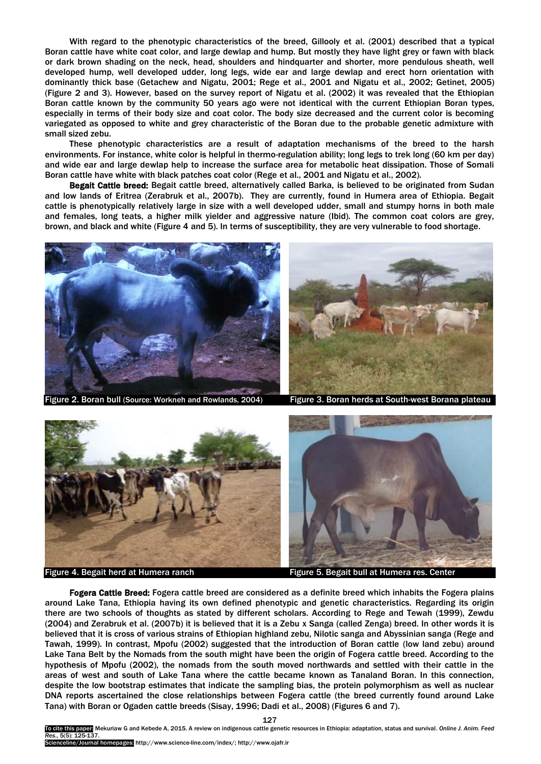With regard to the phenotypic characteristics of the breed, Gillooly et al. (2001) described that a typical Boran cattle have white coat color, and large dewlap and hump. But mostly they have light grey or fawn with black or dark brown shading on the neck, head, shoulders and hindquarter and shorter, more pendulous sheath, well developed hump, well developed udder, long legs, wide ear and large dewlap and erect horn orientation with dominantly thick base (Getachew and Nigatu, 2001; Rege et al., 2001 and Nigatu et al., 2002; Getinet, 2005) (Figure 2 and 3). However, based on the survey report of Nigatu et al. (2002) it was revealed that the Ethiopian Boran cattle known by the community 50 years ago were not identical with the current Ethiopian Boran types, especially in terms of their body size and coat color. The body size decreased and the current color is becoming variegated as opposed to white and grey characteristic of the Boran due to the probable genetic admixture with small sized zebu.

These phenotypic characteristics are a result of adaptation mechanisms of the breed to the harsh environments. For instance, white color is helpful in thermo-regulation ability; long legs to trek long (60 km per day) and wide ear and large dewlap help to increase the surface area for metabolic heat dissipation. Those of Somali Boran cattle have white with black patches coat color (Rege et al., 2001 and Nigatu et al., 2002).

**Begait Cattle breed:** Begait cattle breed, alternatively called Barka, is believed to be originated from Sudan and low lands of Eritrea (Zerabruk et al., 2007b). They are currently, found in Humera area of Ethiopia. Begait cattle is phenotypically relatively large in size with a well developed udder, small and stumpy horns in both male and females, long teats, a higher milk yielder and aggressive nature (Ibid). The common coat colors are grey, brown, and black and white (Figure 4 and 5). In terms of susceptibility, they are very vulnerable to food shortage.

Figure 2. Boran bull (Source: Workneh and Rowlands, 2004)

Figure 3. Boran herds at South-west Borana plateau

Figure 4. Begait herd at Humera ranch

Figure 5. Begait bull at Humera res. Center

**Fogera Cattle Breed:** Fogera cattle breed are considered as a definite breed which inhabits the Fogera plains around Lake Tana, Ethiopia having its own defined phenotypic and genetic characteristics. Regarding its origin there are two schools of thoughts as stated by different scholars. According to Rege and Tewah (1999), Zewdu (2004) and Zerabruk et al. (2007b) it is believed that it is a Zebu x Sanga (called Zenga) breed. In other words it is believed that it is cross of various strains of Ethiopian highland zebu, Nilotic sanga and Abyssinian sanga (Rege and Tawah, 1999). In contrast, Mpofu (2002) suggested that the introduction of Boran cattle (low land zebu) around Lake Tana Belt by the Nomads from the south might have been the origin of Fogera cattle breed. According to the hypothesis of Mpofu (2002), the nomads from the south moved northwards and settled with their cattle in the areas of west and south of Lake Tana where the cattle became known as Tanaland Boran. In this connection, despite the low bootstrap estimates that indicate the sampling bias, the protein polymorphism as well as nuclear DNA reports ascertained the close relationships between Fogera cattle (the breed currently found around Lake Tana) with Boran or Ogaden cattle breeds (Sisay, 1996; Dadi et al., 2008) (Figures 6 and 7).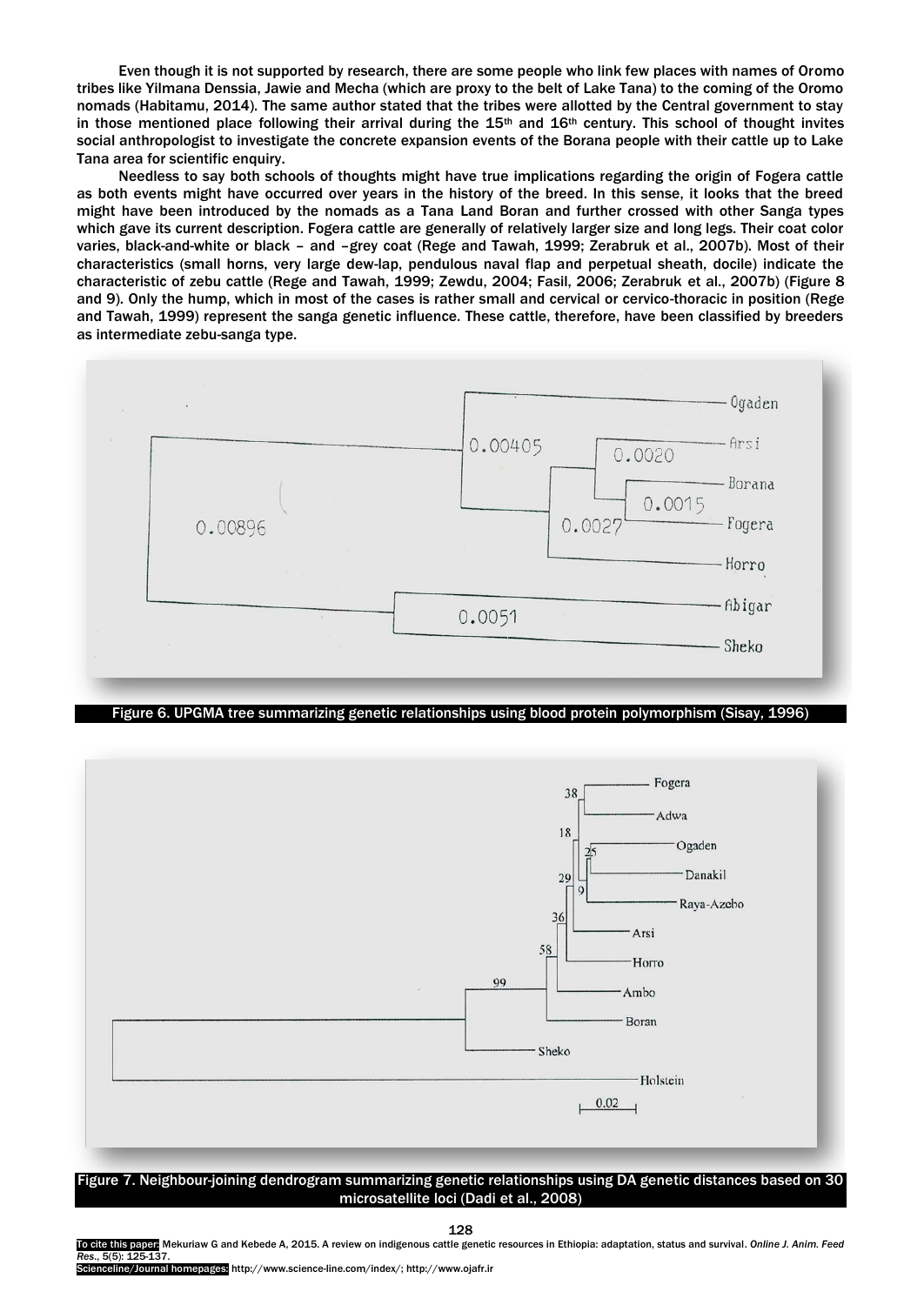Even though it is not supported by research, there are some people who link few places with names of Oromo tribes like Yilmana Denssia, Jawie and Mecha (which are proxy to the belt of Lake Tana) to the coming of the Oromo nomads (Habitamu, 2014). The same author stated that the tribes were allotted by the Central government to stay in those mentioned place following their arrival during the 15th and 16th century. This school of thought invites social anthropologist to investigate the concrete expansion events of the Borana people with their cattle up to Lake Tana area for scientific enquiry.

Needless to say both schools of thoughts might have true implications regarding the origin of Fogera cattle as both events might have occurred over years in the history of the breed. In this sense, it looks that the breed might have been introduced by the nomads as a Tana Land Boran and further crossed with other Sanga types which gave its current description. Fogera cattle are generally of relatively larger size and long legs. Their coat color varies, black-and-white or black – and –grey coat (Rege and Tawah, 1999; Zerabruk et al., 2007b). Most of their characteristics (small horns, very large dew-lap, pendulous naval flap and perpetual sheath, docile) indicate the characteristic of zebu cattle (Rege and Tawah, 1999; Zewdu, 2004; Fasil, 2006; Zerabruk et al., 2007b) (Figure 8 and 9). Only the hump, which in most of the cases is rather small and cervical or cervico-thoracic in position (Rege and Tawah, 1999) represent the sanga genetic influence. These cattle, therefore, have been classified by breeders as intermediate zebu-sanga type.

Figure 6. UPGMA tree summarizing genetic relationships using blood protein polymorphism (Sisay, 1996)

Figure 7. Neighbour-joining dendrogram summarizing genetic relationships using DA genetic distances based on 30 microsatellite loci (Dadi et al., 2008)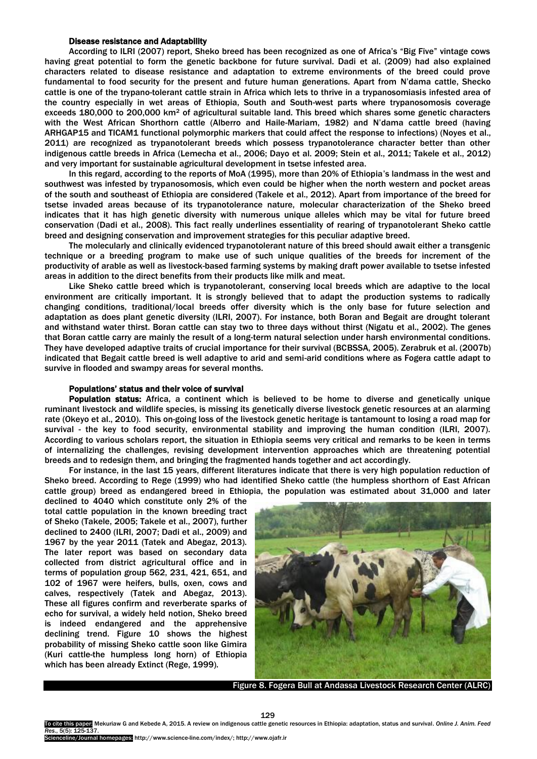### Disease resistance and Adaptability

According to ILRI (2007) report, Sheko breed has been recognized as one of Africa's "Big Five" vintage cows having great potential to form the genetic backbone for future survival. Dadi et al. (2009) had also explained characters related to disease resistance and adaptation to extreme environments of the breed could prove fundamental to food security for the present and future human generations. Apart from N'dama cattle, Shecko cattle is one of the trypano-tolerant cattle strain in Africa which lets to thrive in a trypanosomiasis infested area of the country especially in wet areas of Ethiopia, South and South-west parts where trypanosomosis coverage exceeds 180,000 to 200,000 km$^2$ of agricultural suitable land. This breed which shares some genetic characters with the West African Shorthorn cattle (Alberro and Haile-Mariam, 1982) and N'dama cattle breed (having ARHGAP15 and TICAM1 functional polymorphic markers that could affect the response to infections) (Noyes et al., 2011) are recognized as trypanotolerant breeds which possess trypanotolerance character better than other indigenous cattle breeds in Africa (Lemecha et al., 2006; Dayo et al. 2009; Stein et al., 2011; Takele et al., 2012) and very important for sustainable agricultural development in tsetse infested area.

In this regard, according to the reports of MoA (1995), more than 20% of Ethiopia's landmass in the west and southwest was infested by trypanosomosis, which even could be higher when the north western and pocket areas of the south and southeast of Ethiopia are considered (Takele et al., 2012). Apart from importance of the breed for tsetse invaded areas because of its trypanotolerance nature, molecular characterization of the Sheko breed indicates that it has high genetic diversity with numerous unique alleles which may be vital for future breed conservation (Dadi et al., 2008). This fact really underlines essentiality of rearing of trypanotolerant Sheko cattle breed and designing conservation and improvement strategies for this peculiar adaptive breed.

The molecularly and clinically evidenced trypanotolerant nature of this breed should await either a transgenic technique or a breeding program to make use of such unique qualities of the breeds for increment of the productivity of arable as well as livestock-based farming systems by making draft power available to tsetse infested areas in addition to the direct benefits from their products like milk and meat.

Like Sheko cattle breed which is trypanotolerant, conserving local breeds which are adaptive to the local environment are critically important. It is strongly believed that to adapt the production systems to radically changing conditions, traditional/local breeds offer diversity which is the only base for future selection and adaptation as does plant genetic diversity (ILRI, 2007). For instance, both Boran and Begait are drought tolerant and withstand water thirst. Boran cattle can stay two to three days without thirst (Nigatu et al., 2002). The genes that Boran cattle carry are mainly the result of a long-term natural selection under harsh environmental conditions. They have developed adaptive traits of crucial importance for their survival (BCBSSA, 2005). Zerabruk et al. (2007b) indicated that Begait cattle breed is well adaptive to arid and semi-arid conditions where as Fogera cattle adapt to survive in flooded and swampy areas for several months.

### Populations' status and their voice of survival

**Population status:** Africa, a continent which is believed to be home to diverse and genetically unique ruminant livestock and wildlife species, is missing its genetically diverse livestock genetic resources at an alarming rate (Okeyo et al., 2010). This on-going loss of the livestock genetic heritage is tantamount to losing a road map for survival - the key to food security, environmental stability and improving the human condition (ILRI, 2007). According to various scholars report, the situation in Ethiopia seems very critical and remarks to be keen in terms of internalizing the challenges, revising development intervention approaches which are threatening potential breeds and to redesign them, and bringing the fragmented hands together and act accordingly.

For instance, in the last 15 years, different literatures indicate that there is very high population reduction of Sheko breed. According to Rege (1999) who had identified Sheko cattle (the humpless shorthorn of East African cattle group) breed as endangered breed in Ethiopia, the population was estimated about 31,000 and later declined to 4040 which constitute only 2% of the total cattle population in the known breeding tract of Sheko (Takele, 2005; Takele et al., 2007), further declined to 2400 (ILRI, 2007; Dadi et al., 2009) and 1967 by the year 2011 (Tatek and Abegaz, 2013). The later report was based on secondary data collected from district agricultural office and in terms of population group 562, 231, 421, 651, and 102 of 1967 were heifers, bulls, oxen, cows and calves, respectively (Tatek and Abegaz, 2013). These all figures confirm and reverberate sparks of echo for survival, a widely held notion, Sheko breed is indeed endangered and the apprehensive declining trend. Figure 10 shows the highest probability of missing Sheko cattle soon like Gimira (Kuri cattle-the humpless long horn) of Ethiopia which has been already Extinct (Rege, 1999).

Figure 8. Fogera Bull at Andassa Livestock Research Center (ALRC)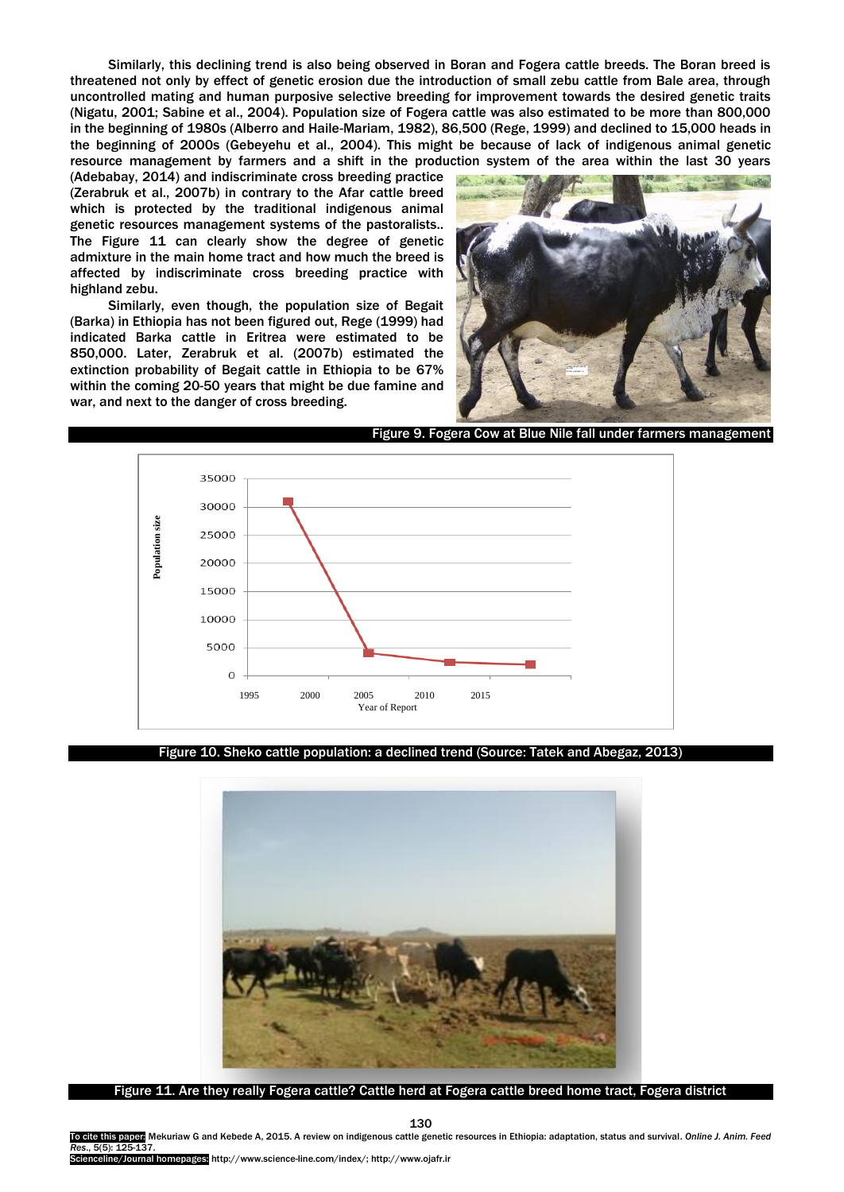Similarly, this declining trend is also being observed in Boran and Fogera cattle breeds. The Boran breed is threatened not only by effect of genetic erosion due the introduction of small zebu cattle from Bale area, through uncontrolled mating and human purposive selective breeding for improvement towards the desired genetic traits (Nigatu, 2001; Sabine et al., 2004). Population size of Fogera cattle was also estimated to be more than 800,000 in the beginning of 1980s (Alberro and Haile-Mariam, 1982), 86,500 (Rege, 1999) and declined to 15,000 heads in the beginning of 2000s (Gebeyehu et al., 2004). This might be because of lack of indigenous animal genetic resource management by farmers and a shift in the production system of the area within the last 30 years (Adebabay, 2014) and indiscriminate cross breeding practice (Zerabruk et al., 2007b) in contrary to the Afar cattle breed which is protected by the traditional indigenous animal genetic resources management systems of the pastoralists.. The Figure 11 can clearly show the degree of genetic admixture in the main home tract and how much the breed is affected by indiscriminate cross breeding practice with highland zebu.

Similarly, even though, the population size of Begait (Barka) in Ethiopia has not been figured out, Rege (1999) had indicated Barka cattle in Eritrea were estimated to be 850,000. Later, Zerabruk et al. (2007b) estimated the extinction probability of Begait cattle in Ethiopia to be 67% within the coming 20-50 years that might be due famine and war, and next to the danger of cross breeding.

Figure 9. Fogera Cow at Blue Nile fall under farmers management

Figure 10. Sheko cattle population: a declined trend (Source: Tatek and Abegaz, 2013)

Figure 11. Are they really Fogera cattle? Cattle herd at Fogera cattle breed home tract, Fogera district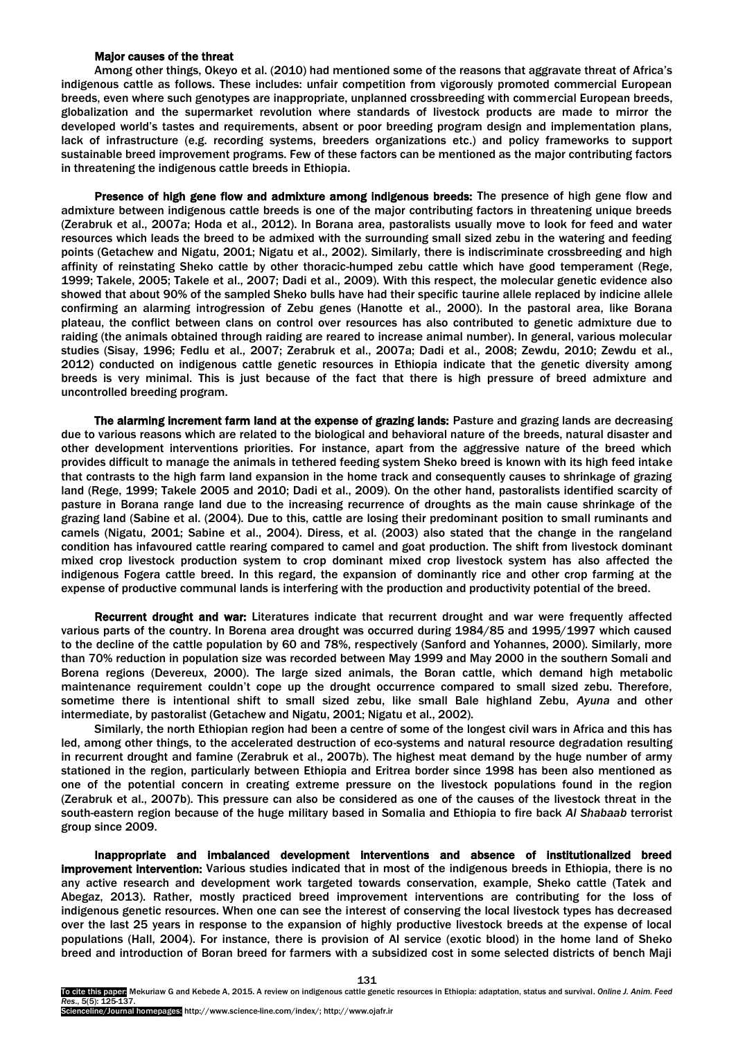**Major causes of the threat**

Among other things, Okeyo et al. (2010) had mentioned some of the reasons that aggravate threat of Africa's indigenous cattle as follows. These includes: unfair competition from vigorously promoted commercial European breeds, even where such genotypes are inappropriate, unplanned crossbreeding with commercial European breeds, globalization and the supermarket revolution where standards of livestock products are made to mirror the developed world's tastes and requirements, absent or poor breeding program design and implementation plans, lack of infrastructure (e.g. recording systems, breeders organizations etc.) and policy frameworks to support sustainable breed improvement programs. Few of these factors can be mentioned as the major contributing factors in threatening the indigenous cattle breeds in Ethiopia.

**Presence of high gene flow and admixture among indigenous breeds:** The presence of high gene flow and admixture between indigenous cattle breeds is one of the major contributing factors in threatening unique breeds (Zerabruk et al., 2007a; Hoda et al., 2012). In Borana area, pastoralists usually move to look for feed and water resources which leads the breed to be admixed with the surrounding small sized zebu in the watering and feeding points (Getachew and Nigatu, 2001; Nigatu et al., 2002). Similarly, there is indiscriminate crossbreeding and high affinity of reinstating Sheko cattle by other thoracic-humped zebu cattle which have good temperament (Rege, 1999; Takele, 2005; Takele et al., 2007; Dadi et al., 2009). With this respect, the molecular genetic evidence also showed that about 90% of the sampled Sheko bulls have had their specific taurine allele replaced by indicine allele confirming an alarming introgression of Zebu genes (Hanotte et al., 2000). In the pastoral area, like Borana plateau, the conflict between clans on control over resources has also contributed to genetic admixture due to raiding (the animals obtained through raiding are reared to increase animal number). In general, various molecular studies (Sisay, 1996; Fedlu et al., 2007; Zerabruk et al., 2007a; Dadi et al., 2008; Zewdu, 2010; Zewdu et al., 2012) conducted on indigenous cattle genetic resources in Ethiopia indicate that the genetic diversity among breeds is very minimal. This is just because of the fact that there is high pressure of breed admixture and uncontrolled breeding program.

**The alarming increment farm land at the expense of grazing lands:** Pasture and grazing lands are decreasing due to various reasons which are related to the biological and behavioral nature of the breeds, natural disaster and other development interventions priorities. For instance, apart from the aggressive nature of the breed which provides difficult to manage the animals in tethered feeding system Sheko breed is known with its high feed intake that contrasts to the high farm land expansion in the home track and consequently causes to shrinkage of grazing land (Rege, 1999; Takele 2005 and 2010; Dadi et al., 2009). On the other hand, pastoralists identified scarcity of pasture in Borana range land due to the increasing recurrence of droughts as the main cause shrinkage of the grazing land (Sabine et al. (2004). Due to this, cattle are losing their predominant position to small ruminants and camels (Nigatu, 2001; Sabine et al., 2004). Diress, et al. (2003) also stated that the change in the rangeland condition has infavoured cattle rearing compared to camel and goat production. The shift from livestock dominant mixed crop livestock production system to crop dominant mixed crop livestock system has also affected the indigenous Fogera cattle breed. In this regard, the expansion of dominantly rice and other crop farming at the expense of productive communal lands is interfering with the production and productivity potential of the breed.

**Recurrent drought and war:** Literatures indicate that recurrent drought and war were frequently affected various parts of the country. In Borena area drought was occurred during 1984/85 and 1995/1997 which caused to the decline of the cattle population by 60 and 78%, respectively (Sanford and Yohannes, 2000). Similarly, more than 70% reduction in population size was recorded between May 1999 and May 2000 in the southern Somali and Borena regions (Devereux, 2000). The large sized animals, the Boran cattle, which demand high metabolic maintenance requirement couldn't cope up the drought occurrence compared to small sized zebu. Therefore, sometime there is intentional shift to small sized zebu, like small Bale highland Zebu, *Ayuna* and other intermediate, by pastoralist (Getachew and Nigatu, 2001; Nigatu et al., 2002).

Similarly, the north Ethiopian region had been a centre of some of the longest civil wars in Africa and this has led, among other things, to the accelerated destruction of eco-systems and natural resource degradation resulting in recurrent drought and famine (Zerabruk et al., 2007b). The highest meat demand by the huge number of army stationed in the region, particularly between Ethiopia and Eritrea border since 1998 has been also mentioned as one of the potential concern in creating extreme pressure on the livestock populations found in the region (Zerabruk et al., 2007b). This pressure can also be considered as one of the causes of the livestock threat in the south-eastern region because of the huge military based in Somalia and Ethiopia to fire back *Al Shabaab* terrorist group since 2009.

**Inappropriate and imbalanced development interventions and absence of institutionalized breed improvement intervention:** Various studies indicated that in most of the indigenous breeds in Ethiopia, there is no any active research and development work targeted towards conservation, example, Sheko cattle (Tatek and Abegaz, 2013). Rather, mostly practiced breed improvement interventions are contributing for the loss of indigenous genetic resources. When one can see the interest of conserving the local livestock types has decreased over the last 25 years in response to the expansion of highly productive livestock breeds at the expense of local populations (Hall, 2004). For instance, there is provision of AI service (exotic blood) in the home land of Sheko breed and introduction of Boran breed for farmers with a subsidized cost in some selected districts of bench Maji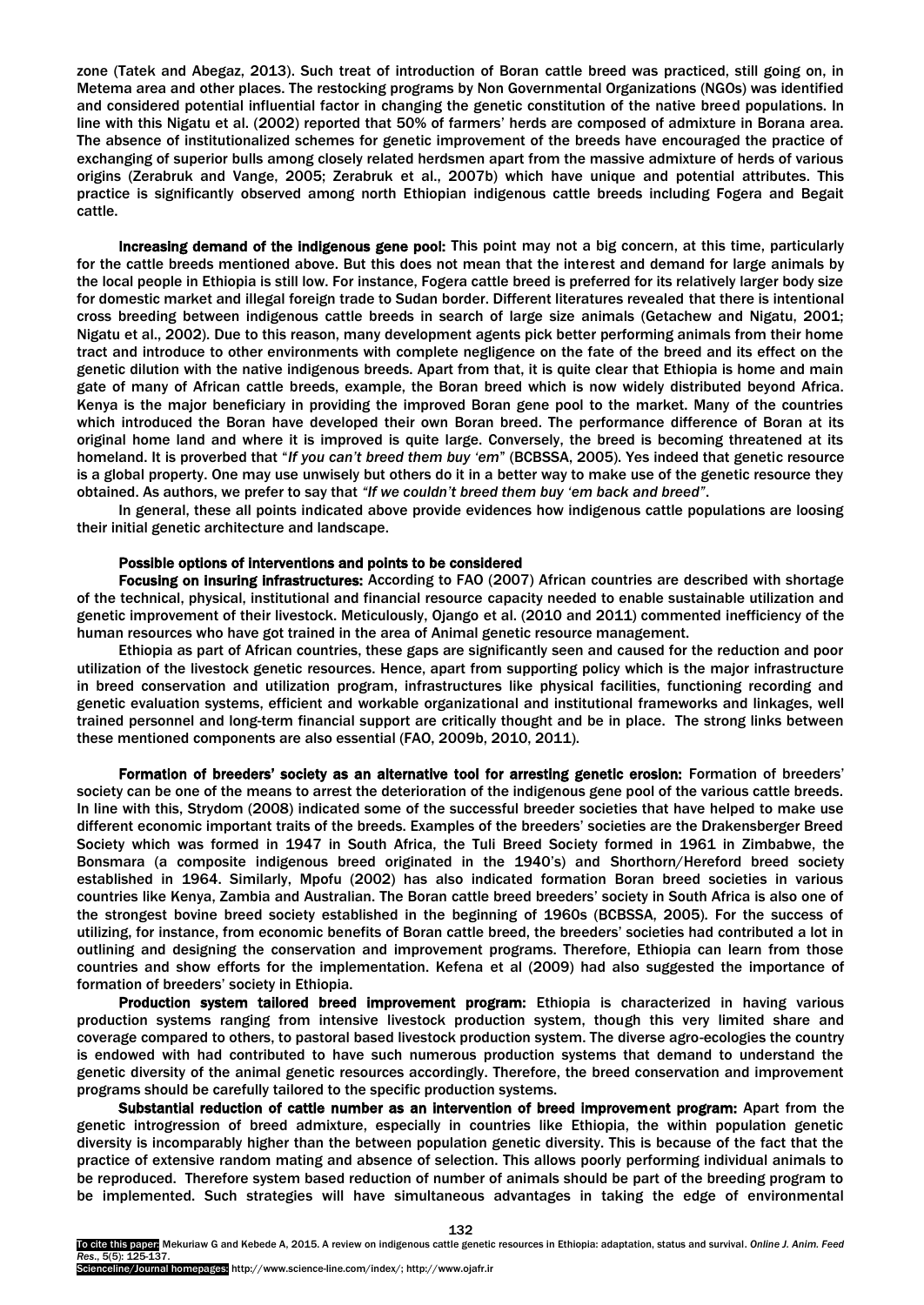zone (Tatek and Abegaz, 2013). Such treat of introduction of Boran cattle breed was practiced, still going on, in Metema area and other places. The restocking programs by Non Governmental Organizations (NGOs) was identified and considered potential influential factor in changing the genetic constitution of the native breed populations. In line with this Nigatu et al. (2002) reported that 50% of farmers' herds are composed of admixture in Borana area. The absence of institutionalized schemes for genetic improvement of the breeds have encouraged the practice of exchanging of superior bulls among closely related herdsmen apart from the massive admixture of herds of various origins (Zerabruk and Vange, 2005; Zerabruk et al., 2007b) which have unique and potential attributes. This practice is significantly observed among north Ethiopian indigenous cattle breeds including Fogera and Begait cattle.

**Increasing demand of the indigenous gene pool:** This point may not a big concern, at this time, particularly for the cattle breeds mentioned above. But this does not mean that the interest and demand for large animals by the local people in Ethiopia is still low. For instance, Fogera cattle breed is preferred for its relatively larger body size for domestic market and illegal foreign trade to Sudan border. Different literatures revealed that there is intentional cross breeding between indigenous cattle breeds in search of large size animals (Getachew and Nigatu, 2001; Nigatu et al., 2002). Due to this reason, many development agents pick better performing animals from their home tract and introduce to other environments with complete negligence on the fate of the breed and its effect on the genetic dilution with the native indigenous breeds. Apart from that, it is quite clear that Ethiopia is home and main gate of many of African cattle breeds, example, the Boran breed which is now widely distributed beyond Africa. Kenya is the major beneficiary in providing the improved Boran gene pool to the market. Many of the countries which introduced the Boran have developed their own Boran breed. The performance difference of Boran at its original home land and where it is improved is quite large. Conversely, the breed is becoming threatened at its homeland. It is proverbed that "*If you can't breed them buy 'em*" (BCBSSA, 2005). Yes indeed that genetic resource is a global property. One may use unwisely but others do it in a better way to make use of the genetic resource they obtained. As authors, we prefer to say that *"If we couldn't breed them buy 'em back and breed"*.

In general, these all points indicated above provide evidences how indigenous cattle populations are loosing their initial genetic architecture and landscape.

**Possible options of interventions and points to be considered**

**Focusing on insuring infrastructures:** According to FAO (2007) African countries are described with shortage of the technical, physical, institutional and financial resource capacity needed to enable sustainable utilization and genetic improvement of their livestock. Meticulously, Ojango et al. (2010 and 2011) commented inefficiency of the human resources who have got trained in the area of Animal genetic resource management.

Ethiopia as part of African countries, these gaps are significantly seen and caused for the reduction and poor utilization of the livestock genetic resources. Hence, apart from supporting policy which is the major infrastructure in breed conservation and utilization program, infrastructures like physical facilities, functioning recording and genetic evaluation systems, efficient and workable organizational and institutional frameworks and linkages, well trained personnel and long-term financial support are critically thought and be in place. The strong links between these mentioned components are also essential (FAO, 2009b, 2010, 2011).

**Formation of breeders' society as an alternative tool for arresting genetic erosion:** Formation of breeders' society can be one of the means to arrest the deterioration of the indigenous gene pool of the various cattle breeds. In line with this, Strydom (2008) indicated some of the successful breeder societies that have helped to make use different economic important traits of the breeds. Examples of the breeders' societies are the Drakensberger Breed Society which was formed in 1947 in South Africa, the Tuli Breed Society formed in 1961 in Zimbabwe, the Bonsmara (a composite indigenous breed originated in the 1940's) and Shorthorn/Hereford breed society established in 1964. Similarly, Mpofu (2002) has also indicated formation Boran breed societies in various countries like Kenya, Zambia and Australian. The Boran cattle breed breeders' society in South Africa is also one of the strongest bovine breed society established in the beginning of 1960s (BCBSSA, 2005). For the success of utilizing, for instance, from economic benefits of Boran cattle breed, the breeders' societies had contributed a lot in outlining and designing the conservation and improvement programs. Therefore, Ethiopia can learn from those countries and show efforts for the implementation. Kefena et al (2009) had also suggested the importance of formation of breeders' society in Ethiopia.

**Production system tailored breed improvement program:** Ethiopia is characterized in having various production systems ranging from intensive livestock production system, though this very limited share and coverage compared to others, to pastoral based livestock production system. The diverse agro-ecologies the country is endowed with had contributed to have such numerous production systems that demand to understand the genetic diversity of the animal genetic resources accordingly. Therefore, the breed conservation and improvement programs should be carefully tailored to the specific production systems.

**Substantial reduction of cattle number as an intervention of breed improvement program:** Apart from the genetic introgression of breed admixture, especially in countries like Ethiopia, the within population genetic diversity is incomparably higher than the between population genetic diversity. This is because of the fact that the practice of extensive random mating and absence of selection. This allows poorly performing individual animals to be reproduced. Therefore system based reduction of number of animals should be part of the breeding program to be implemented. Such strategies will have simultaneous advantages in taking the edge of environmental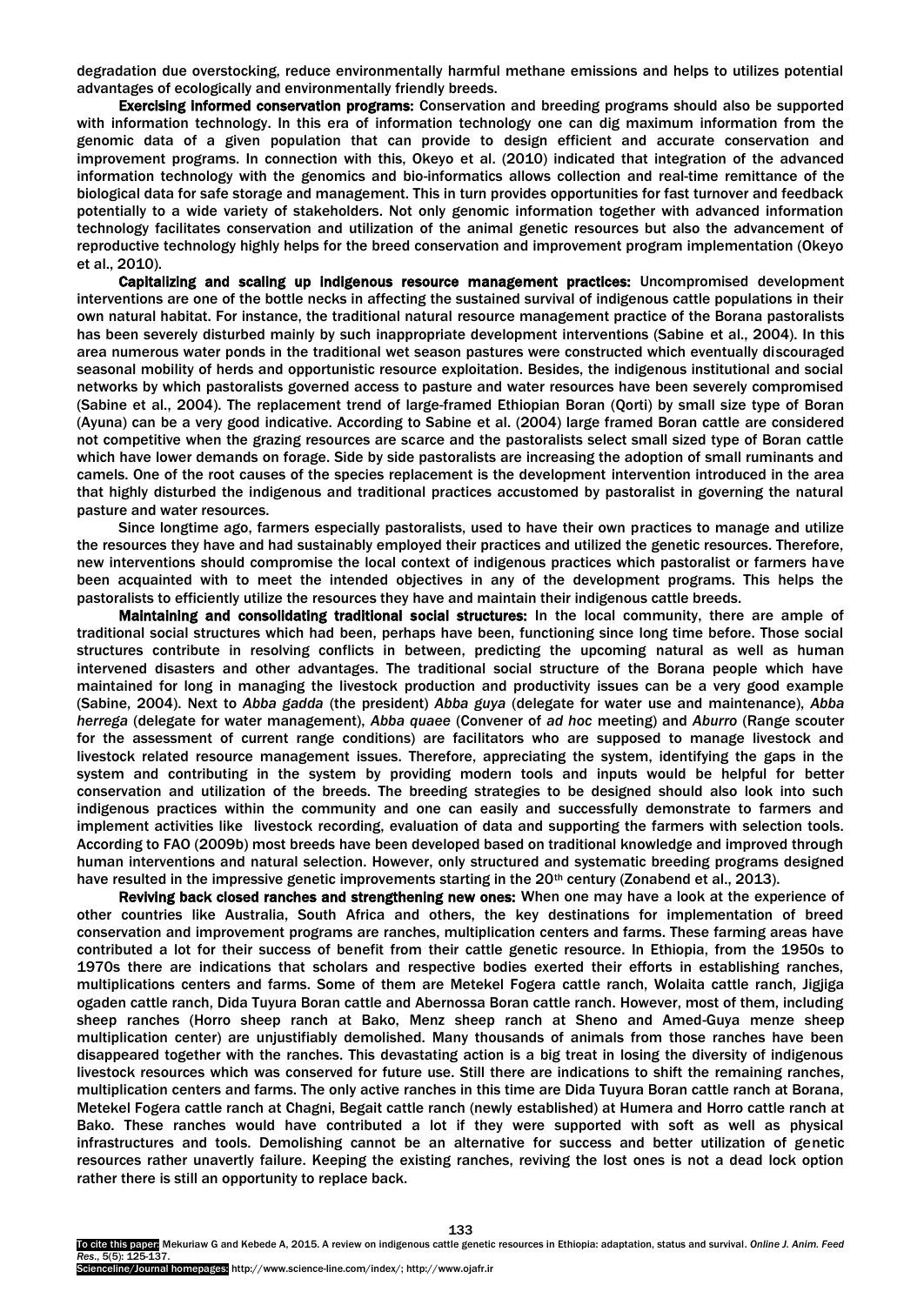degradation due overstocking, reduce environmentally harmful methane emissions and helps to utilizes potential advantages of ecologically and environmentally friendly breeds.

**Exercising informed conservation programs:** Conservation and breeding programs should also be supported with information technology. In this era of information technology one can dig maximum information from the genomic data of a given population that can provide to design efficient and accurate conservation and improvement programs. In connection with this, Okeyo et al. (2010) indicated that integration of the advanced information technology with the genomics and bio-informatics allows collection and real-time remittance of the biological data for safe storage and management. This in turn provides opportunities for fast turnover and feedback potentially to a wide variety of stakeholders. Not only genomic information together with advanced information technology facilitates conservation and utilization of the animal genetic resources but also the advancement of reproductive technology highly helps for the breed conservation and improvement program implementation (Okeyo et al., 2010).

**Capitalizing and scaling up indigenous resource management practices:** Uncompromised development interventions are one of the bottle necks in affecting the sustained survival of indigenous cattle populations in their own natural habitat. For instance, the traditional natural resource management practice of the Borana pastoralists has been severely disturbed mainly by such inappropriate development interventions (Sabine et al., 2004). In this area numerous water ponds in the traditional wet season pastures were constructed which eventually discouraged seasonal mobility of herds and opportunistic resource exploitation. Besides, the indigenous institutional and social networks by which pastoralists governed access to pasture and water resources have been severely compromised (Sabine et al., 2004). The replacement trend of large-framed Ethiopian Boran (Qorti) by small size type of Boran (Ayuna) can be a very good indicative. According to Sabine et al. (2004) large framed Boran cattle are considered not competitive when the grazing resources are scarce and the pastoralists select small sized type of Boran cattle which have lower demands on forage. Side by side pastoralists are increasing the adoption of small ruminants and camels. One of the root causes of the species replacement is the development intervention introduced in the area that highly disturbed the indigenous and traditional practices accustomed by pastoralist in governing the natural pasture and water resources.

Since longtime ago, farmers especially pastoralists, used to have their own practices to manage and utilize the resources they have and had sustainably employed their practices and utilized the genetic resources. Therefore, new interventions should compromise the local context of indigenous practices which pastoralist or farmers have been acquainted with to meet the intended objectives in any of the development programs. This helps the pastoralists to efficiently utilize the resources they have and maintain their indigenous cattle breeds.

**Maintaining and consolidating traditional social structures:** In the local community, there are ample of traditional social structures which had been, perhaps have been, functioning since long time before. Those social structures contribute in resolving conflicts in between, predicting the upcoming natural as well as human intervened disasters and other advantages. The traditional social structure of the Borana people which have maintained for long in managing the livestock production and productivity issues can be a very good example (Sabine, 2004). Next to *Abba gadda* (the president) *Abba guya* (delegate for water use and maintenance), *Abba herrega* (delegate for water management), *Abba quaee* (Convener of *ad hoc* meeting) and *Aburro* (Range scouter for the assessment of current range conditions) are facilitators who are supposed to manage livestock and livestock related resource management issues. Therefore, appreciating the system, identifying the gaps in the system and contributing in the system by providing modern tools and inputs would be helpful for better conservation and utilization of the breeds. The breeding strategies to be designed should also look into such indigenous practices within the community and one can easily and successfully demonstrate to farmers and implement activities like livestock recording, evaluation of data and supporting the farmers with selection tools. According to FAO (2009b) most breeds have been developed based on traditional knowledge and improved through human interventions and natural selection. However, only structured and systematic breeding programs designed have resulted in the impressive genetic improvements starting in the 20th century (Zonabend et al., 2013).

**Reviving back closed ranches and strengthening new ones:** When one may have a look at the experience of other countries like Australia, South Africa and others, the key destinations for implementation of breed conservation and improvement programs are ranches, multiplication centers and farms. These farming areas have contributed a lot for their success of benefit from their cattle genetic resource. In Ethiopia, from the 1950s to 1970s there are indications that scholars and respective bodies exerted their efforts in establishing ranches, multiplications centers and farms. Some of them are Metekel Fogera cattle ranch, Wolaita cattle ranch, Jigjiga ogaden cattle ranch, Dida Tuyura Boran cattle and Abernossa Boran cattle ranch. However, most of them, including sheep ranches (Horro sheep ranch at Bako, Menz sheep ranch at Sheno and Amed-Guya menze sheep multiplication center) are unjustifiably demolished. Many thousands of animals from those ranches have been disappeared together with the ranches. This devastating action is a big treat in losing the diversity of indigenous livestock resources which was conserved for future use. Still there are indications to shift the remaining ranches, multiplication centers and farms. The only active ranches in this time are Dida Tuyura Boran cattle ranch at Borana, Metekel Fogera cattle ranch at Chagni, Begait cattle ranch (newly established) at Humera and Horro cattle ranch at Bako. These ranches would have contributed a lot if they were supported with soft as well as physical infrastructures and tools. Demolishing cannot be an alternative for success and better utilization of genetic resources rather unavertly failure. Keeping the existing ranches, reviving the lost ones is not a dead lock option rather there is still an opportunity to replace back.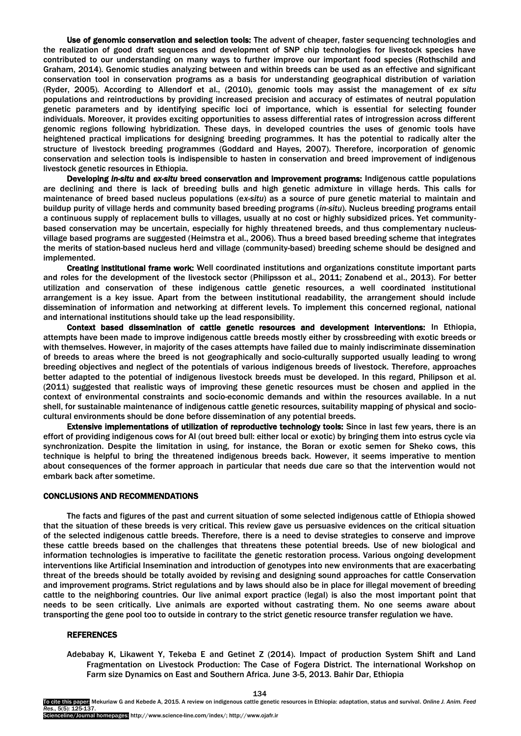**Use of genomic conservation and selection tools:** The advent of cheaper, faster sequencing technologies and the realization of good draft sequences and development of SNP chip technologies for livestock species have contributed to our understanding on many ways to further improve our important food species (Rothschild and Graham, 2014). Genomic studies analyzing between and within breeds can be used as an effective and significant conservation tool in conservation programs as a basis for understanding geographical distribution of variation (Ryder, 2005). According to Allendorf et al., (2010), genomic tools may assist the management of *ex situ* populations and reintroductions by providing increased precision and accuracy of estimates of neutral population genetic parameters and by identifying specific loci of importance, which is essential for selecting founder individuals. Moreover, it provides exciting opportunities to assess differential rates of introgression across different genomic regions following hybridization. These days, in developed countries the uses of genomic tools have heightened practical implications for designing breeding programmes. It has the potential to radically alter the structure of livestock breeding programmes (Goddard and Hayes, 2007). Therefore, incorporation of genomic conservation and selection tools is indispensible to hasten in conservation and breed improvement of indigenous livestock genetic resources in Ethiopia.

**Developing *in-situ* and *ex-situ* breed conservation and improvement programs:** Indigenous cattle populations are declining and there is lack of breeding bulls and high genetic admixture in village herds. This calls for maintenance of breed based nucleus populations (*ex-situ*) as a source of pure genetic material to maintain and buildup purity of village herds and community based breeding programs (*in-situ*). Nucleus breeding programs entail a continuous supply of replacement bulls to villages, usually at no cost or highly subsidized prices. Yet community-based conservation may be uncertain, especially for highly threatened breeds, and thus complementary nucleus-village based programs are suggested (Heimstra et al., 2006). Thus a breed based breeding scheme that integrates the merits of station-based nucleus herd and village (community-based) breeding scheme should be designed and implemented.

**Creating institutional frame work:** Well coordinated institutions and organizations constitute important parts and roles for the development of the livestock sector (Philipsson et al., 2011; Zonabend et al., 2013). For better utilization and conservation of these indigenous cattle genetic resources, a well coordinated institutional arrangement is a key issue. Apart from the between institutional readability, the arrangement should include dissemination of information and networking at different levels. To implement this concerned regional, national and international institutions should take up the lead responsibility.

**Context based dissemination of cattle genetic resources and development interventions:** In Ethiopia, attempts have been made to improve indigenous cattle breeds mostly either by crossbreeding with exotic breeds or with themselves. However, in majority of the cases attempts have failed due to mainly indiscriminate dissemination of breeds to areas where the breed is not geographically and socio-culturally supported usually leading to wrong breeding objectives and neglect of the potentials of various indigenous breeds of livestock. Therefore, approaches better adapted to the potential of indigenous livestock breeds must be developed. In this regard, Philipson et al. (2011) suggested that realistic ways of improving these genetic resources must be chosen and applied in the context of environmental constraints and socio-economic demands and within the resources available. In a nut shell, for sustainable maintenance of indigenous cattle genetic resources, suitability mapping of physical and socio-cultural environments should be done before dissemination of any potential breeds.

**Extensive implementations of utilization of reproductive technology tools:** Since in last few years, there is an effort of providing indigenous cows for AI (out breed bull: either local or exotic) by bringing them into estrus cycle via synchronization. Despite the limitation in using, for instance, the Boran or exotic semen for Sheko cows, this technique is helpful to bring the threatened indigenous breeds back. However, it seems imperative to mention about consequences of the former approach in particular that needs due care so that the intervention would not embark back after sometime.

## CONCLUSIONS AND RECOMMENDATIONS

The facts and figures of the past and current situation of some selected indigenous cattle of Ethiopia showed that the situation of these breeds is very critical. This review gave us persuasive evidences on the critical situation of the selected indigenous cattle breeds. Therefore, there is a need to devise strategies to conserve and improve these cattle breeds based on the challenges that threatens these potential breeds. Use of new biological and information technologies is imperative to facilitate the genetic restoration process. Various ongoing development interventions like Artificial Insemination and introduction of genotypes into new environments that are exacerbating threat of the breeds should be totally avoided by revising and designing sound approaches for cattle Conservation and improvement programs. Strict regulations and by laws should also be in place for illegal movement of breeding cattle to the neighboring countries. Our live animal export practice (legal) is also the most important point that needs to be seen critically. Live animals are exported without castrating them. No one seems aware about transporting the gene pool too to outside in contrary to the strict genetic resource transfer regulation we have.

## REFERENCES

Adebabay K, Likawent Y, Tekeba E and Getinet Z (2014). Impact of production System Shift and Land Fragmentation on Livestock Production: The Case of Fogera District. The international Workshop on Farm size Dynamics on East and Southern Africa. June 3-5, 2013. Bahir Dar, Ethiopia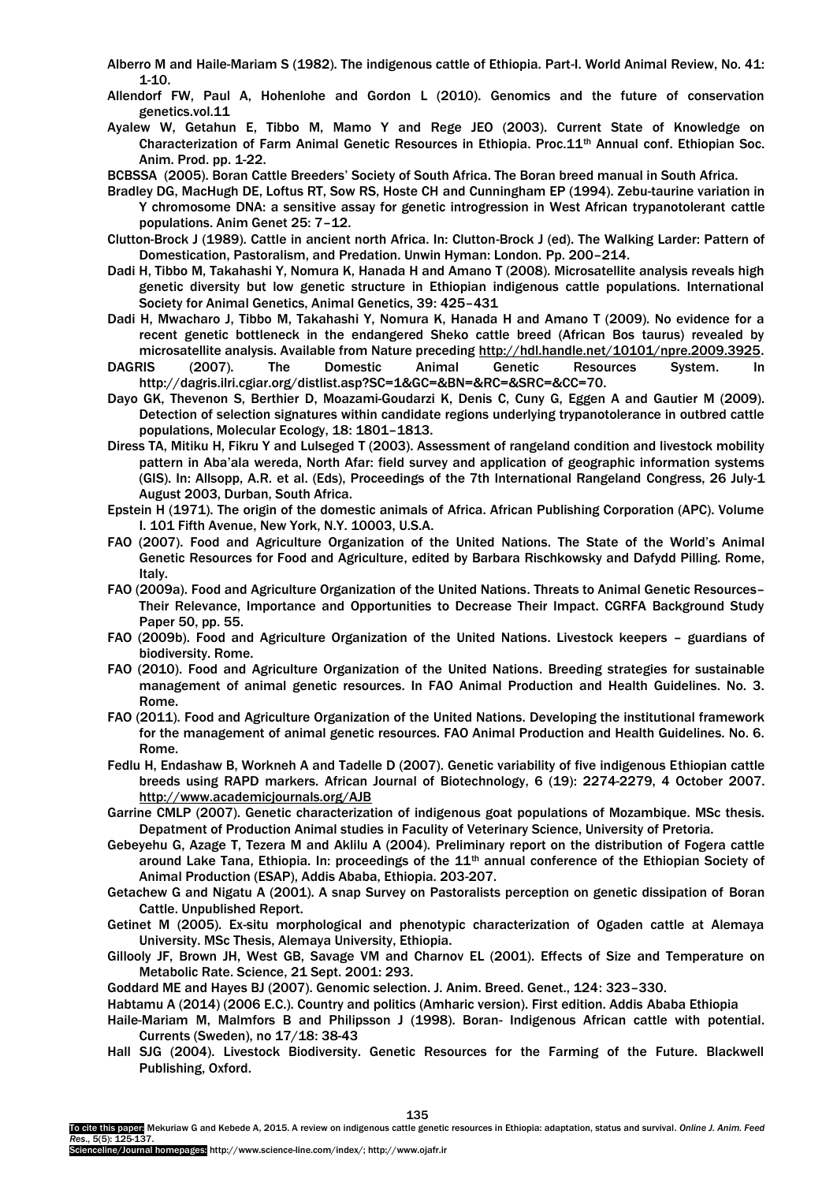Alberro M and Haile-Mariam S (1982). The indigenous cattle of Ethiopia. Part-I. World Animal Review, No. 41: 1-10.

Allendorf FW, Paul A, Hohenlohe and Gordon L (2010). Genomics and the future of conservation genetics.vol.11

Ayalew W, Getahun E, Tibbo M, Mamo Y and Rege JEO (2003). Current State of Knowledge on Characterization of Farm Animal Genetic Resources in Ethiopia. Proc.11th Annual conf. Ethiopian Soc. Anim. Prod. pp. 1-22.

BCBSSA (2005). Boran Cattle Breeders' Society of South Africa. The Boran breed manual in South Africa.

Bradley DG, MacHugh DE, Loftus RT, Sow RS, Hoste CH and Cunningham EP (1994). Zebu-taurine variation in Y chromosome DNA: a sensitive assay for genetic introgression in West African trypanotolerant cattle populations. Anim Genet 25: 7–12.

Clutton-Brock J (1989). Cattle in ancient north Africa. In: Clutton-Brock J (ed). The Walking Larder: Pattern of Domestication, Pastoralism, and Predation. Unwin Hyman: London. Pp. 200–214.

Dadi H, Tibbo M, Takahashi Y, Nomura K, Hanada H and Amano T (2008). Microsatellite analysis reveals high genetic diversity but low genetic structure in Ethiopian indigenous cattle populations. International Society for Animal Genetics, Animal Genetics, 39: 425–431

Dadi H, Mwacharo J, Tibbo M, Takahashi Y, Nomura K, Hanada H and Amano T (2009). No evidence for a recent genetic bottleneck in the endangered Sheko cattle breed (African Bos taurus) revealed by microsatellite analysis. Available from Nature preceding http://hdl.handle.net/10101/npre.2009.3925.

DAGRIS (2007). The Domestic Animal Genetic Resources System. In http://dagris.ilri.cgiar.org/distlist.asp?SC=1&GC=&BN=&RC=&SRC=&CC=70.

Dayo GK, Thevenon S, Berthier D, Moazami-Goudarzi K, Denis C, Cuny G, Eggen A and Gautier M (2009). Detection of selection signatures within candidate regions underlying trypanotolerance in outbred cattle populations, Molecular Ecology, 18: 1801–1813.

Diress TA, Mitiku H, Fikru Y and Lulseged T (2003). Assessment of rangeland condition and livestock mobility pattern in Aba'ala wereda, North Afar: field survey and application of geographic information systems (GIS). In: Allsopp, A.R. et al. (Eds), Proceedings of the 7th International Rangeland Congress, 26 July-1 August 2003, Durban, South Africa.

Epstein H (1971). The origin of the domestic animals of Africa. African Publishing Corporation (APC). Volume I. 101 Fifth Avenue, New York, N.Y. 10003, U.S.A.

FAO (2007). Food and Agriculture Organization of the United Nations. The State of the World's Animal Genetic Resources for Food and Agriculture, edited by Barbara Rischkowsky and Dafydd Pilling. Rome, Italy.

FAO (2009a). Food and Agriculture Organization of the United Nations. Threats to Animal Genetic Resources– Their Relevance, Importance and Opportunities to Decrease Their Impact. CGRFA Background Study Paper 50, pp. 55.

FAO (2009b). Food and Agriculture Organization of the United Nations. Livestock keepers – guardians of biodiversity. Rome.

FAO (2010). Food and Agriculture Organization of the United Nations. Breeding strategies for sustainable management of animal genetic resources. In FAO Animal Production and Health Guidelines. No. 3. Rome.

FAO (2011). Food and Agriculture Organization of the United Nations. Developing the institutional framework for the management of animal genetic resources. FAO Animal Production and Health Guidelines. No. 6. Rome.

Fedlu H, Endashaw B, Workneh A and Tadelle D (2007). Genetic variability of five indigenous Ethiopian cattle breeds using RAPD markers. African Journal of Biotechnology, 6 (19): 2274-2279, 4 October 2007. http://www.academicjournals.org/AJB

Garrine CMLP (2007). Genetic characterization of indigenous goat populations of Mozambique. MSc thesis. Depatment of Production Animal studies in Faculty of Veterinary Science, University of Pretoria.

Gebeyehu G, Azage T, Tezera M and Aklilu A (2004). Preliminary report on the distribution of Fogera cattle around Lake Tana, Ethiopia. In: proceedings of the 11th annual conference of the Ethiopian Society of Animal Production (ESAP), Addis Ababa, Ethiopia. 203-207.

Getachew G and Nigatu A (2001). A snap Survey on Pastoralists perception on genetic dissipation of Boran Cattle. Unpublished Report.

Getinet M (2005). Ex-situ morphological and phenotypic characterization of Ogaden cattle at Alemaya University. MSc Thesis, Alemaya University, Ethiopia.

Gillooly JF, Brown JH, West GB, Savage VM and Charnov EL (2001). Effects of Size and Temperature on Metabolic Rate. Science, 21 Sept. 2001: 293.

Goddard ME and Hayes BJ (2007). Genomic selection. J. Anim. Breed. Genet., 124: 323–330.

Habtamu A (2014) (2006 E.C.). Country and politics (Amharic version). First edition. Addis Ababa Ethiopia

Haile-Mariam M, Malmfors B and Philipsson J (1998). Boran- Indigenous African cattle with potential. Currents (Sweden), no 17/18: 38-43

Hall SJG (2004). Livestock Biodiversity. Genetic Resources for the Farming of the Future. Blackwell Publishing, Oxford.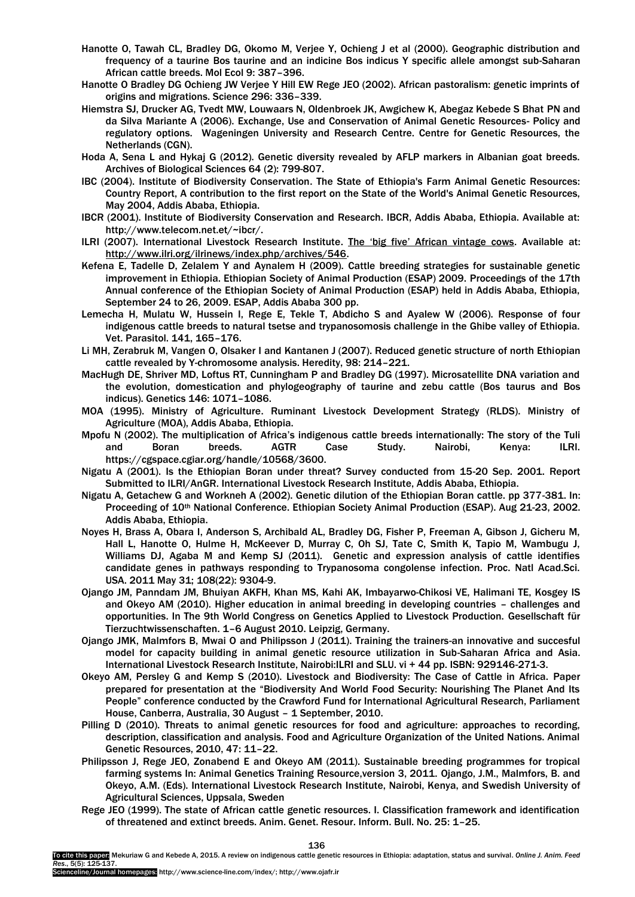Hanotte O, Tawah CL, Bradley DG, Okomo M, Verjee Y, Ochieng J et al (2000). Geographic distribution and frequency of a taurine Bos taurine and an indicine Bos indicus Y specific allele amongst sub-Saharan African cattle breeds. Mol Ecol 9: 387–396.

Hanotte O Bradley DG Ochieng JW Verjee Y Hill EW Rege JEO (2002). African pastoralism: genetic imprints of origins and migrations. Science 296: 336–339.

Hiemstra SJ, Drucker AG, Tvedt MW, Louwaars N, Oldenbroek JK, Awgichew K, Abegaz Kebede S Bhat PN and da Silva Mariante A (2006). Exchange, Use and Conservation of Animal Genetic Resources- Policy and regulatory options. Wageningen University and Research Centre. Centre for Genetic Resources, the Netherlands (CGN).

Hoda A, Sena L and Hykaj G (2012). Genetic diversity revealed by AFLP markers in Albanian goat breeds. Archives of Biological Sciences 64 (2): 799-807.

IBC (2004). Institute of Biodiversity Conservation. The State of Ethiopia's Farm Animal Genetic Resources: Country Report, A contribution to the first report on the State of the World's Animal Genetic Resources, May 2004, Addis Ababa, Ethiopia.

IBCR (2001). Institute of Biodiversity Conservation and Research. IBCR, Addis Ababa, Ethiopia. Available at: http://www.telecom.net.et/~ibcr/.

ILRI (2007). International Livestock Research Institute. The 'big five' African vintage cows. Available at: http://www.ilri.org/ilrinews/index.php/archives/546.

Kefena E, Tadelle D, Zelalem Y and Aynalem H (2009). Cattle breeding strategies for sustainable genetic improvement in Ethiopia. Ethiopian Society of Animal Production (ESAP) 2009. Proceedings of the 17th Annual conference of the Ethiopian Society of Animal Production (ESAP) held in Addis Ababa, Ethiopia, September 24 to 26, 2009. ESAP, Addis Ababa 300 pp.

Lemecha H, Mulatu W, Hussein I, Rege E, Tekle T, Abdicho S and Ayalew W (2006). Response of four indigenous cattle breeds to natural tsetse and trypanosomosis challenge in the Ghibe valley of Ethiopia. Vet. Parasitol. 141, 165–176.

Li MH, Zerabruk M, Vangen O, Olsaker I and Kantanen J (2007). Reduced genetic structure of north Ethiopian cattle revealed by Y-chromosome analysis. Heredity, 98: 214–221.

MacHugh DE, Shriver MD, Loftus RT, Cunningham P and Bradley DG (1997). Microsatellite DNA variation and the evolution, domestication and phylogeography of taurine and zebu cattle (Bos taurus and Bos indicus). Genetics 146: 1071–1086.

MOA (1995). Ministry of Agriculture. Ruminant Livestock Development Strategy (RLDS). Ministry of Agriculture (MOA), Addis Ababa, Ethiopia.

Mpofu N (2002). The multiplication of Africa's indigenous cattle breeds internationally: The story of the Tuli and Boran breeds. AGTR Case Study. Nairobi, Kenya: ILRI. https://cgspace.cgiar.org/handle/10568/3600.

Nigatu A (2001). Is the Ethiopian Boran under threat? Survey conducted from 15-20 Sep. 2001. Report Submitted to ILRI/AnGR. International Livestock Research Institute, Addis Ababa, Ethiopia.

Nigatu A, Getachew G and Workneh A (2002). Genetic dilution of the Ethiopian Boran cattle. pp 377-381. In: Proceeding of 10th National Conference. Ethiopian Society Animal Production (ESAP). Aug 21-23, 2002. Addis Ababa, Ethiopia.

Noyes H, Brass A, Obara I, Anderson S, Archibald AL, Bradley DG, Fisher P, Freeman A, Gibson J, Gicheru M, Hall L, Hanotte O, Hulme H, McKeever D, Murray C, Oh SJ, Tate C, Smith K, Tapio M, Wambugu J, Williams DJ, Agaba M and Kemp SJ (2011). Genetic and expression analysis of cattle identifies candidate genes in pathways responding to Trypanosoma congolense infection. Proc. Natl Acad.Sci. USA. 2011 May 31; 108(22): 9304-9.

Ojango JM, Panndam JM, Bhuiyan AKFH, Khan MS, Kahi AK, Imbayarwo-Chikosi VE, Halimani TE, Kosgey IS and Okeyo AM (2010). Higher education in animal breeding in developing countries – challenges and opportunities. In The 9th World Congress on Genetics Applied to Livestock Production. Gesellschaft für Tierzuchtwissenschaften. 1–6 August 2010. Leipzig, Germany.

Ojango JMK, Malmfors B, Mwai O and Philipsson J (2011). Training the trainers-an innovative and succesful model for capacity building in animal genetic resource utilization in Sub-Saharan Africa and Asia. International Livestock Research Institute, Nairobi:ILRI and SLU. vi + 44 pp. ISBN: 929146-271-3.

Okeyo AM, Persley G and Kemp S (2010). Livestock and Biodiversity: The Case of Cattle in Africa. Paper prepared for presentation at the "Biodiversity And World Food Security: Nourishing The Planet And Its People" conference conducted by the Crawford Fund for International Agricultural Research, Parliament House, Canberra, Australia, 30 August – 1 September, 2010.

Pilling D (2010). Threats to animal genetic resources for food and agriculture: approaches to recording, description, classification and analysis. Food and Agriculture Organization of the United Nations. Animal Genetic Resources, 2010, 47: 11–22.

Philipsson J, Rege JEO, Zonabend E and Okeyo AM (2011). Sustainable breeding programmes for tropical farming systems In: Animal Genetics Training Resource,version 3, 2011. Ojango, J.M., Malmfors, B. and Okeyo, A.M. (Eds). International Livestock Research Institute, Nairobi, Kenya, and Swedish University of Agricultural Sciences, Uppsala, Sweden

Rege JEO (1999). The state of African cattle genetic resources. I. Classification framework and identification of threatened and extinct breeds. Anim. Genet. Resour. Inform. Bull. No. 25: 1–25.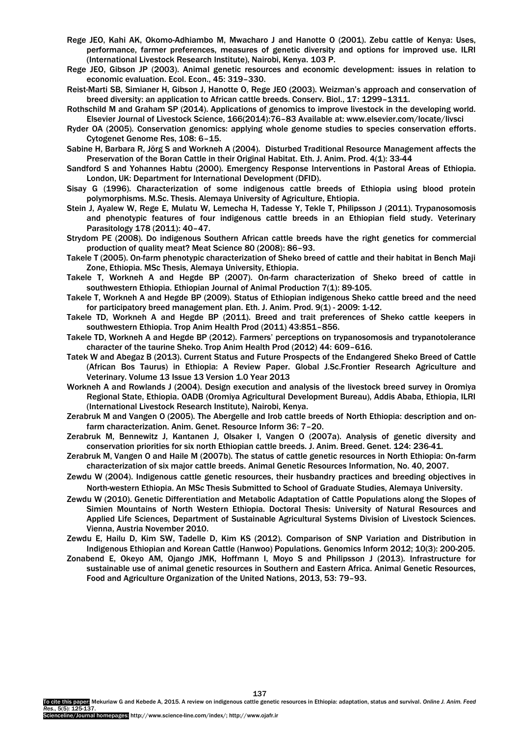Rege JEO, Kahi AK, Okomo-Adhiambo M, Mwacharo J and Hanotte O (2001). Zebu cattle of Kenya: Uses, performance, farmer preferences, measures of genetic diversity and options for improved use. ILRI (International Livestock Research Institute), Nairobi, Kenya. 103 P.

Rege JEO, Gibson JP (2003). Animal genetic resources and economic development: issues in relation to economic evaluation. Ecol. Econ., 45: 319–330.

Reist-Marti SB, Simianer H, Gibson J, Hanotte O, Rege JEO (2003). Weizman's approach and conservation of breed diversity: an application to African cattle breeds. Conserv. Biol., 17: 1299–1311.

Rothschild M and Graham SP (2014). Applications of genomics to improve livestock in the developing world. Elsevier Journal of Livestock Science, 166(2014):76–83 Available at: www.elsevier.com/locate/livsci

Ryder OA (2005). Conservation genomics: applying whole genome studies to species conservation efforts. Cytogenet Genome Res, 108: 6–15.

Sabine H, Barbara R, Jörg S and Workneh A (2004). Disturbed Traditional Resource Management affects the Preservation of the Boran Cattle in their Original Habitat. Eth. J. Anim. Prod. 4(1): 33-44

Sandford S and Yohannes Habtu (2000). Emergency Response Interventions in Pastoral Areas of Ethiopia. London, UK: Department for International Development (DFID).

Sisay G (1996). Characterization of some indigenous cattle breeds of Ethiopia using blood protein polymorphisms. M.Sc. Thesis. Alemaya University of Agriculture, Ehtiopia.

Stein J, Ayalew W, Rege E, Mulatu W, Lemecha H, Tadesse Y, Tekle T, Philipsson J (2011). Trypanosomosis and phenotypic features of four indigenous cattle breeds in an Ethiopian field study. Veterinary Parasitology 178 (2011): 40–47.

Strydom PE (2008). Do indigenous Southern African cattle breeds have the right genetics for commercial production of quality meat? Meat Science 80 (2008): 86–93.

Takele T (2005). On-farm phenotypic characterization of Sheko breed of cattle and their habitat in Bench Maji Zone, Ethiopia. MSc Thesis, Alemaya University, Ethiopia.

Takele T, Workneh A and Hegde BP (2007). On-farm characterization of Sheko breed of cattle in southwestern Ethiopia. Ethiopian Journal of Animal Production 7(1): 89-105.

Takele T, Workneh A and Hegde BP (2009). Status of Ethiopian indigenous Sheko cattle breed and the need for participatory breed management plan. Eth. J. Anim. Prod. 9(1) - 2009: 1-12.

Takele TD, Workneh A and Hegde BP (2011). Breed and trait preferences of Sheko cattle keepers in southwestern Ethiopia. Trop Anim Health Prod (2011) 43:851–856.

Takele TD, Workneh A and Hegde BP (2012). Farmers' perceptions on trypanosomosis and trypanotolerance character of the taurine Sheko. Trop Anim Health Prod (2012) 44: 609–616.

Tatek W and Abegaz B (2013). Current Status and Future Prospects of the Endangered Sheko Breed of Cattle (African Bos Taurus) in Ethiopia: A Review Paper. Global J.Sc.Frontier Research Agriculture and Veterinary. Volume 13 Issue 13 Version 1.0 Year 2013

Workneh A and Rowlands J (2004). Design execution and analysis of the livestock breed survey in Oromiya Regional State, Ethiopia. OADB (Oromiya Agricultural Development Bureau), Addis Ababa, Ethiopia, ILRI (International Livestock Research Institute), Nairobi, Kenya.

Zerabruk M and Vangen O (2005). The Abergelle and Irob cattle breeds of North Ethiopia: description and on-farm characterization. Anim. Genet. Resource Inform 36: 7–20.

Zerabruk M, Bennewitz J, Kantanen J, Olsaker I, Vangen O (2007a). Analysis of genetic diversity and conservation priorities for six north Ethiopian cattle breeds. J. Anim. Breed. Genet. 124: 236-41.

Zerabruk M, Vangen O and Haile M (2007b). The status of cattle genetic resources in North Ethiopia: On-farm characterization of six major cattle breeds. Animal Genetic Resources Information, No. 40, 2007.

Zewdu W (2004). Indigenous cattle genetic resources, their husbandry practices and breeding objectives in North-western Ethiopia. An MSc Thesis Submitted to School of Graduate Studies, Alemaya University.

Zewdu W (2010). Genetic Differentiation and Metabolic Adaptation of Cattle Populations along the Slopes of Simien Mountains of North Western Ethiopia. Doctoral Thesis: University of Natural Resources and Applied Life Sciences, Department of Sustainable Agricultural Systems Division of Livestock Sciences. Vienna, Austria November 2010.

Zewdu E, Hailu D, Kim SW, Tadelle D, Kim KS (2012). Comparison of SNP Variation and Distribution in Indigenous Ethiopian and Korean Cattle (Hanwoo) Populations. Genomics Inform 2012; 10(3): 200-205.

Zonabend E, Okeyo AM, Ojango JMK, Hoffmann I, Moyo S and Philipsson J (2013). Infrastructure for sustainable use of animal genetic resources in Southern and Eastern Africa. Animal Genetic Resources, Food and Agriculture Organization of the United Nations, 2013, 53: 79–93.